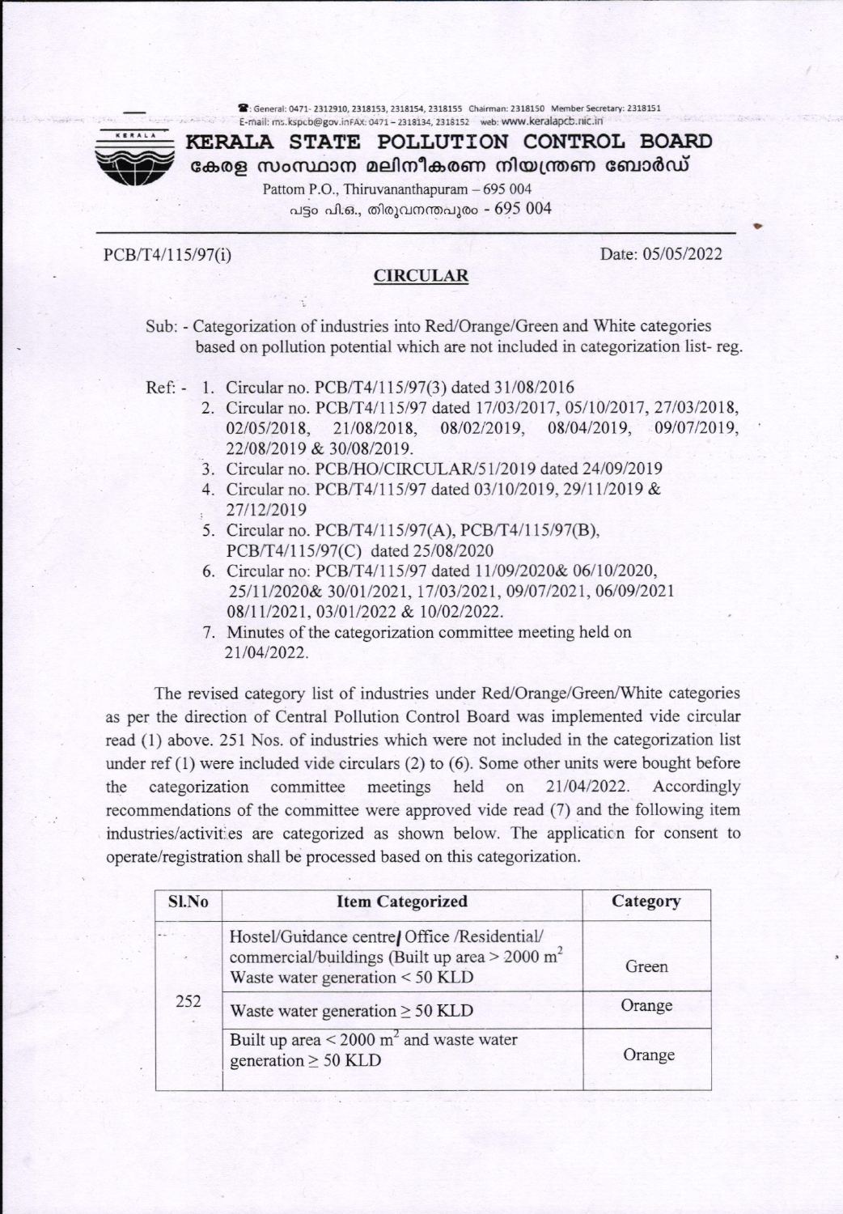☎: General: 0471- 2312910, 2318153, 2318154, 2318155 Chairman: 2318150 Member Secretary: 2318151
E-mail: ms.kspcb@gov.inFAX: 0471 – 2318134, 2318152 web: www.keralapcb.nic.in

# KERALA STATE POLLUTION CONTROL BOARD

## കേരള സംസ്ഥാന മലിനീകരണ നിയന്ത്രണ ബോർഡ്

Pattom P.O., Thiruvananthapuram – 695 004
പട്ടം പി.ഒ., തിരുവനന്തപുരം - 695 004

PCB/T4/115/97(i) Date: 05/05/2022

### CIRCULAR

Sub: - Categorization of industries into Red/Orange/Green and White categories based on pollution potential which are not included in categorization list- reg.

Ref: -
1. Circular no. PCB/T4/115/97(3) dated 31/08/2016
2. Circular no. PCB/T4/115/97 dated 17/03/2017, 05/10/2017, 27/03/2018, 02/05/2018, 21/08/2018, 08/02/2019, 08/04/2019, 09/07/2019, 22/08/2019 & 30/08/2019.
3. Circular no. PCB/HO/CIRCULAR/51/2019 dated 24/09/2019
4. Circular no. PCB/T4/115/97 dated 03/10/2019, 29/11/2019 & 27/12/2019
5. Circular no. PCB/T4/115/97(A), PCB/T4/115/97(B), PCB/T4/115/97(C) dated 25/08/2020
6. Circular no: PCB/T4/115/97 dated 11/09/2020& 06/10/2020, 25/11/2020& 30/01/2021, 17/03/2021, 09/07/2021, 06/09/2021 08/11/2021, 03/01/2022 & 10/02/2022.
7. Minutes of the categorization committee meeting held on 21/04/2022.

The revised category list of industries under Red/Orange/Green/White categories as per the direction of Central Pollution Control Board was implemented vide circular read (1) above. 251 Nos. of industries which were not included in the categorization list under ref (1) were included vide circulars (2) to (6). Some other units were bought before the categorization committee meetings held on 21/04/2022. Accordingly recommendations of the committee were approved vide read (7) and the following item industries/activities are categorized as shown below. The application for consent to operate/registration shall be processed based on this categorization.

| Sl.No | Item Categorized | Category |
|---|---|---|
| 252 | Hostel/Guidance centre/ Office /Residential/ commercial/buildings (Built up area > 2000 m$^2$ Waste water generation < 50 KLD | Green |
| | Waste water generation ≥ 50 KLD | Orange |
| | Built up area < 2000 m$^2$ and waste water generation ≥ 50 KLD | Orange |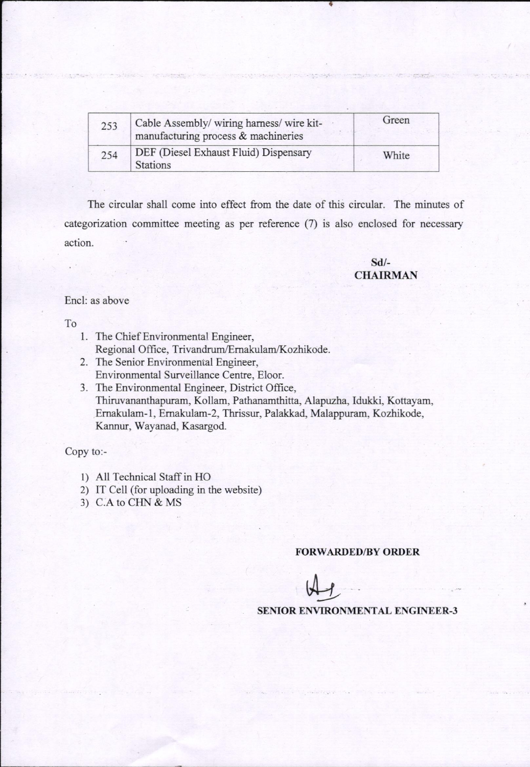| | | |
|---|---|---|
| 253 | Cable Assembly/ wiring harness/ wire kit-manufacturing process & machineries | Green |
| 254 | DEF (Diesel Exhaust Fluid) Dispensary Stations | White |

The circular shall come into effect from the date of this circular. The minutes of categorization committee meeting as per reference (7) is also enclosed for necessary action.

**Sd/-**
**CHAIRMAN**

Encl: as above

To

1. The Chief Environmental Engineer,
   Regional Office, Trivandrum/Ernakulam/Kozhikode.
2. The Senior Environmental Engineer,
   Environmental Surveillance Centre, Eloor.
3. The Environmental Engineer, District Office,
   Thiruvananthapuram, Kollam, Pathanamthitta, Alapuzha, Idukki, Kottayam, Ernakulam-1, Ernakulam-2, Thrissur, Palakkad, Malappuram, Kozhikode, Kannur, Wayanad, Kasargod.

Copy to:-

1) All Technical Staff in HO
2) IT Cell (for uploading in the website)
3) C.A to CHN & MS

**FORWARDED/BY ORDER**

**SENIOR ENVIRONMENTAL ENGINEER-3**